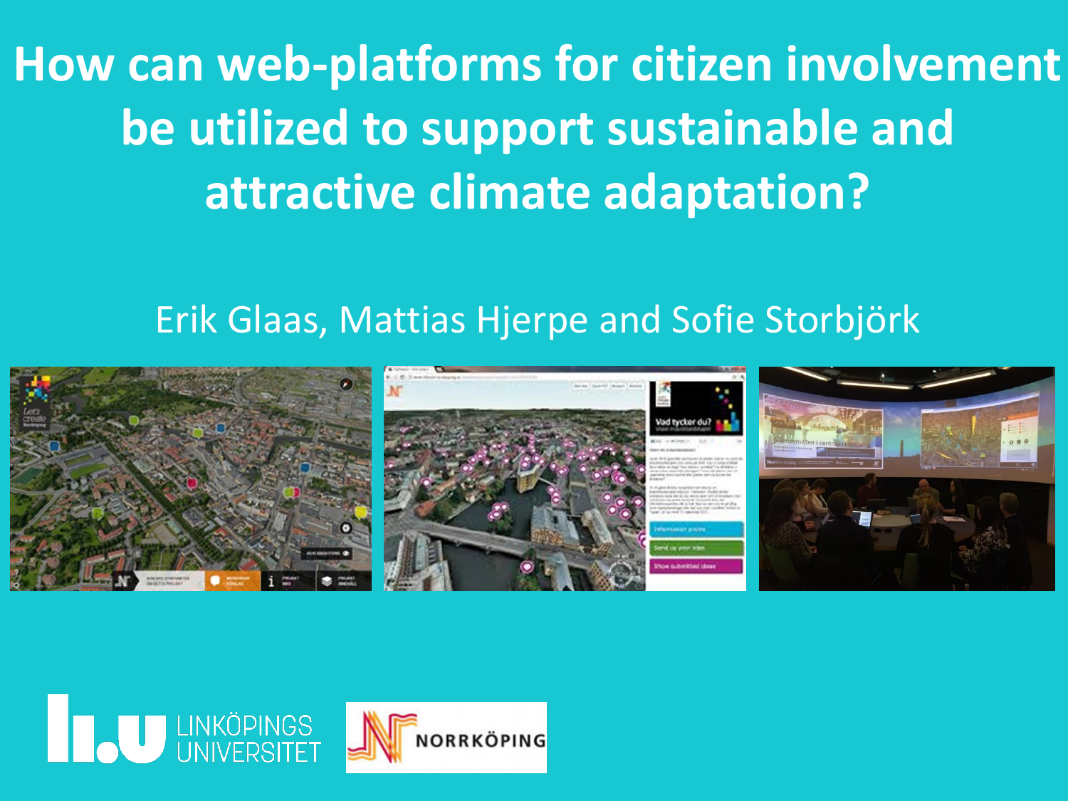# How can web-platforms for citizen involvement be utilized to support sustainable and attractive climate adaptation?

Erik Glaas, Mattias Hjerpe and Sofie Storbjörk

LINKÖPINGS UNIVERSITET

NORRKÖPING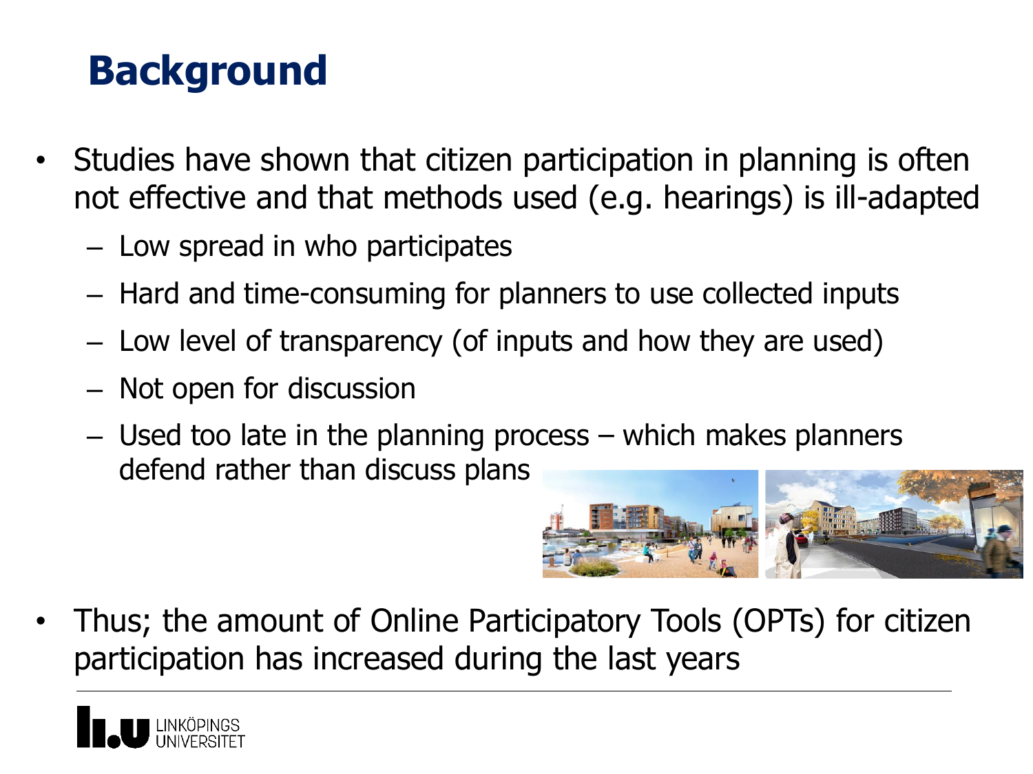# Background

- Studies have shown that citizen participation in planning is often not effective and that methods used (e.g. hearings) is ill-adapted
  - Low spread in who participates
  - Hard and time-consuming for planners to use collected inputs
  - Low level of transparency (of inputs and how they are used)
  - Not open for discussion
  - Used too late in the planning process – which makes planners defend rather than discuss plans
- Thus; the amount of Online Participatory Tools (OPTs) for citizen participation has increased during the last years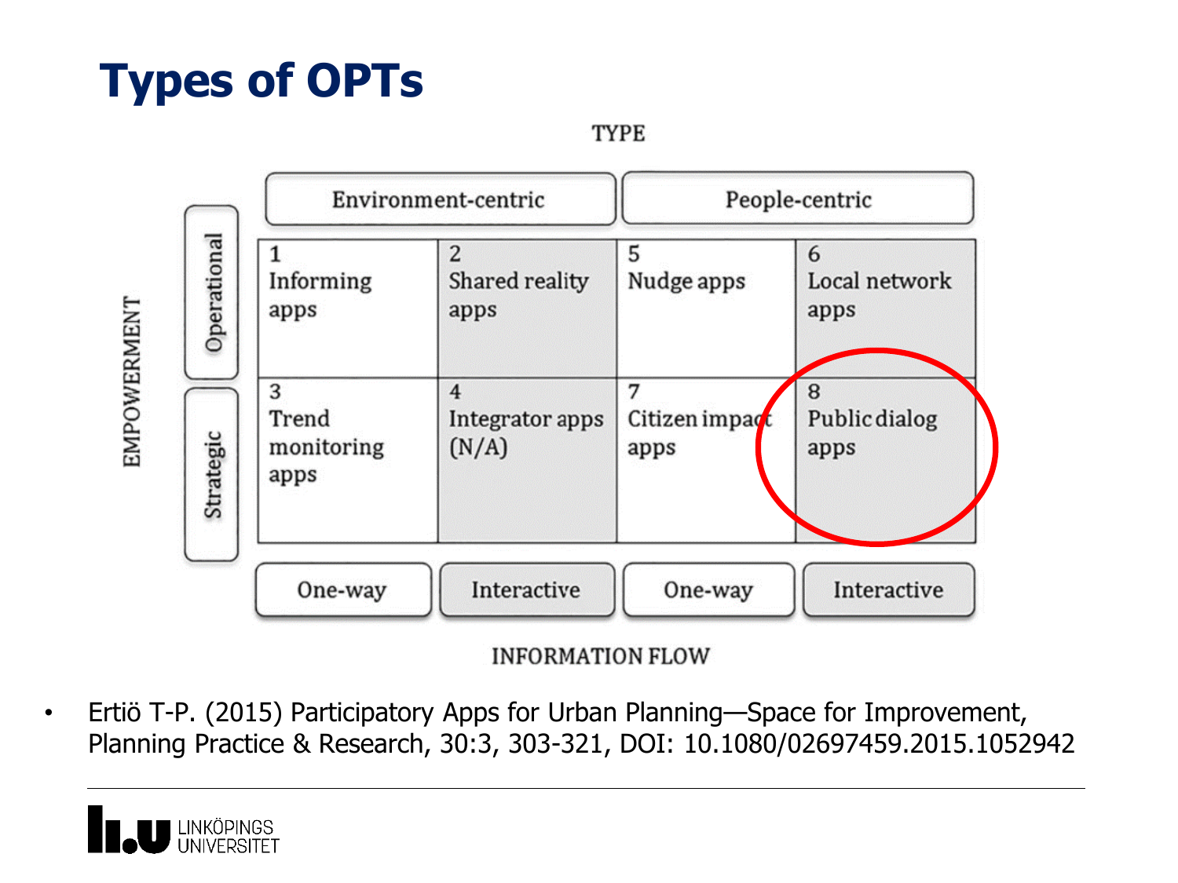# Types of OPTs

TYPE

| EMPOWERMENT | Environment-centric | | People-centric | |
|---|---|---|---|---|
| Operational | 1 Informing apps | 2 Shared reality apps | 5 Nudge apps | 6 Local network apps |
| Strategic | 3 Trend monitoring apps | 4 Integrator apps (N/A) | 7 Citizen impact apps | 8 Public dialog apps |
| | One-way | Interactive | One-way | Interactive |

INFORMATION FLOW

- Ertiö T-P. (2015) Participatory Apps for Urban Planning—Space for Improvement, Planning Practice & Research, 30:3, 303-321, DOI: 10.1080/02697459.2015.1052942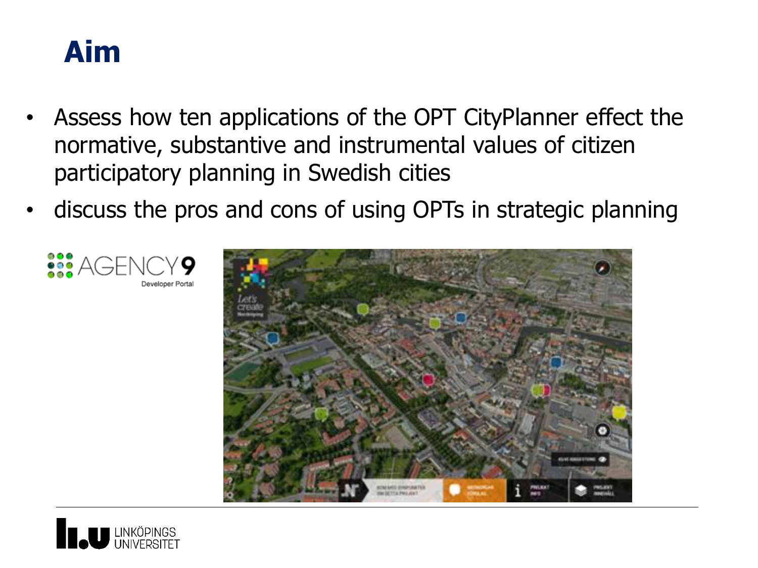# Aim

- Assess how ten applications of the OPT CityPlanner effect the normative, substantive and instrumental values of citizen participatory planning in Swedish cities
- discuss the pros and cons of using OPTs in strategic planning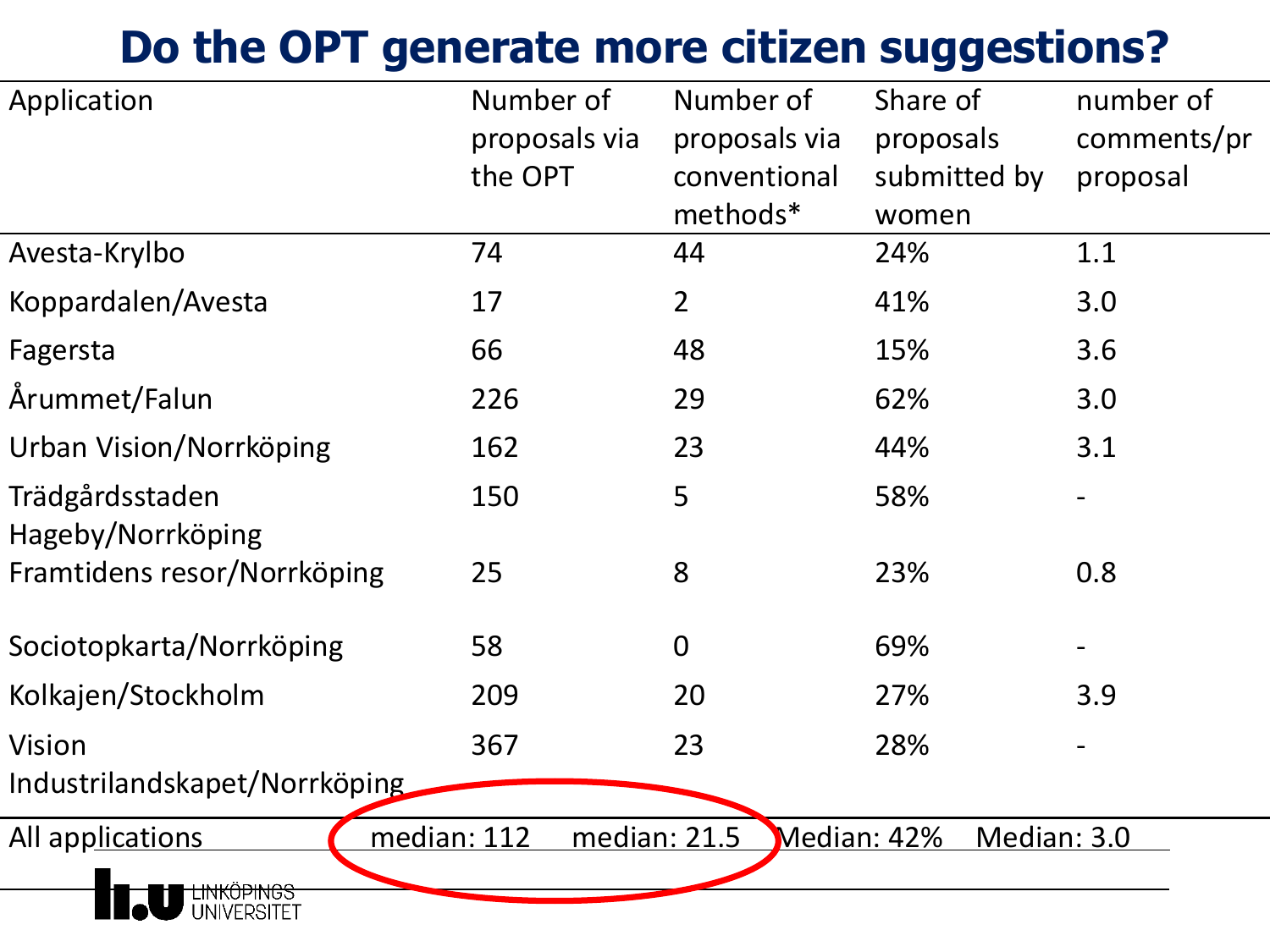# Do the OPT generate more citizen suggestions?

| Application | Number of proposals via the OPT | Number of proposals via conventional methods* | Share of proposals submitted by women | number of comments/pr proposal |
|---|---|---|---|---|
| Avesta-Krylbo | 74 | 44 | 24% | 1.1 |
| Koppardalen/Avesta | 17 | 2 | 41% | 3.0 |
| Fagersta | 66 | 48 | 15% | 3.6 |
| Årummet/Falun | 226 | 29 | 62% | 3.0 |
| Urban Vision/Norrköping | 162 | 23 | 44% | 3.1 |
| Trädgårdsstaden Hageby/Norrköping | 150 | 5 | 58% | - |
| Framtidens resor/Norrköping | 25 | 8 | 23% | 0.8 |
| Sociotopkarta/Norrköping | 58 | 0 | 69% | - |
| Kolkajen/Stockholm | 209 | 20 | 27% | 3.9 |
| Vision Industrilandskapet/Norrköping | 367 | 23 | 28% | - |
| All applications | median: 112 | median: 21.5 | Median: 42% | Median: 3.0 |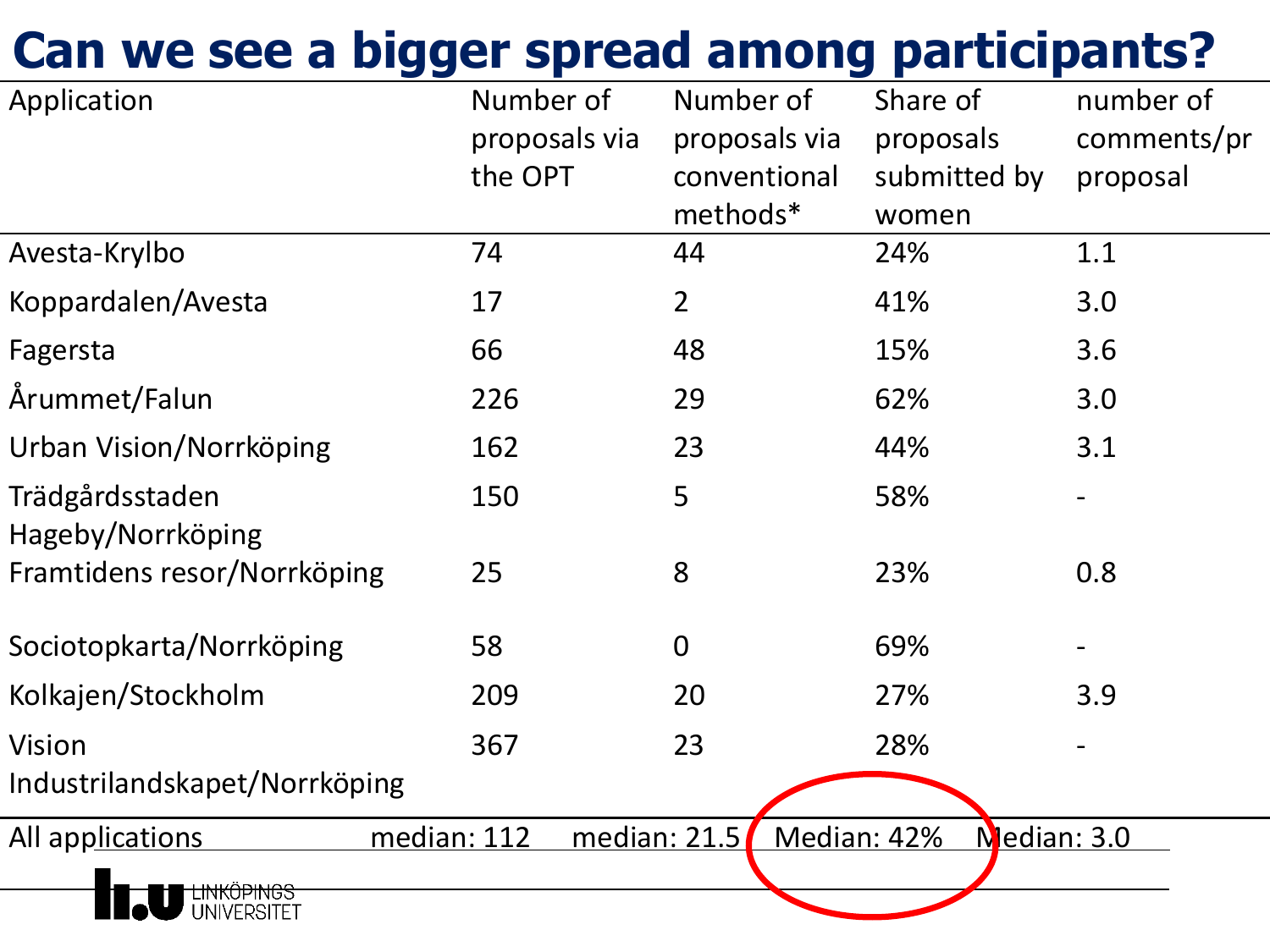# Can we see a bigger spread among participants?

| Application | Number of proposals via the OPT | Number of proposals via conventional methods* | Share of proposals submitted by women | number of comments/pr proposal |
| --- | --- | --- | --- | --- |
| Avesta-Krylbo | 74 | 44 | 24% | 1.1 |
| Koppardalen/Avesta | 17 | 2 | 41% | 3.0 |
| Fagersta | 66 | 48 | 15% | 3.6 |
| Årummet/Falun | 226 | 29 | 62% | 3.0 |
| Urban Vision/Norrköping | 162 | 23 | 44% | 3.1 |
| Trädgårdsstaden Hageby/Norrköping | 150 | 5 | 58% | - |
| Framtidens resor/Norrköping | 25 | 8 | 23% | 0.8 |
| Sociotopkarta/Norrköping | 58 | 0 | 69% | - |
| Kolkajen/Stockholm | 209 | 20 | 27% | 3.9 |
| Vision Industrilandskapet/Norrköping | 367 | 23 | 28% | - |
| All applications | median: 112 | median: 21.5 | Median: 42% | Median: 3.0 |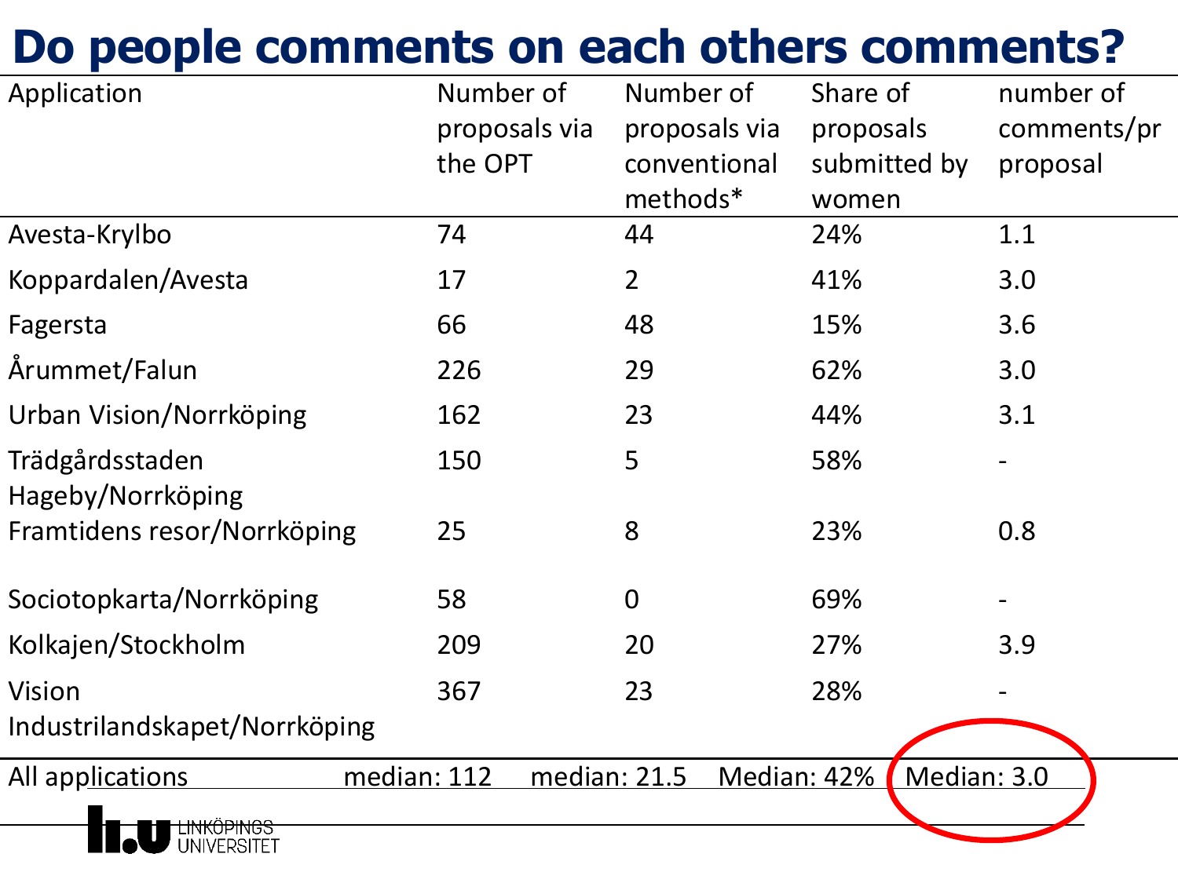# Do people comments on each others comments?

| Application | Number of proposals via the OPT | Number of proposals via conventional methods* | Share of proposals submitted by women | number of comments/pr proposal |
|---|---|---|---|---|
| Avesta-Krylbo | 74 | 44 | 24% | 1.1 |
| Koppardalen/Avesta | 17 | 2 | 41% | 3.0 |
| Fagersta | 66 | 48 | 15% | 3.6 |
| Årummet/Falun | 226 | 29 | 62% | 3.0 |
| Urban Vision/Norrköping | 162 | 23 | 44% | 3.1 |
| Trädgårdsstaden Hageby/Norrköping | 150 | 5 | 58% | - |
| Framtidens resor/Norrköping | 25 | 8 | 23% | 0.8 |
| Sociotopkarta/Norrköping | 58 | 0 | 69% | - |
| Kolkajen/Stockholm | 209 | 20 | 27% | 3.9 |
| Vision Industrilandskapet/Norrköping | 367 | 23 | 28% | - |
| All applications | median: 112 | median: 21.5 | Median: 42% | Median: 3.0 |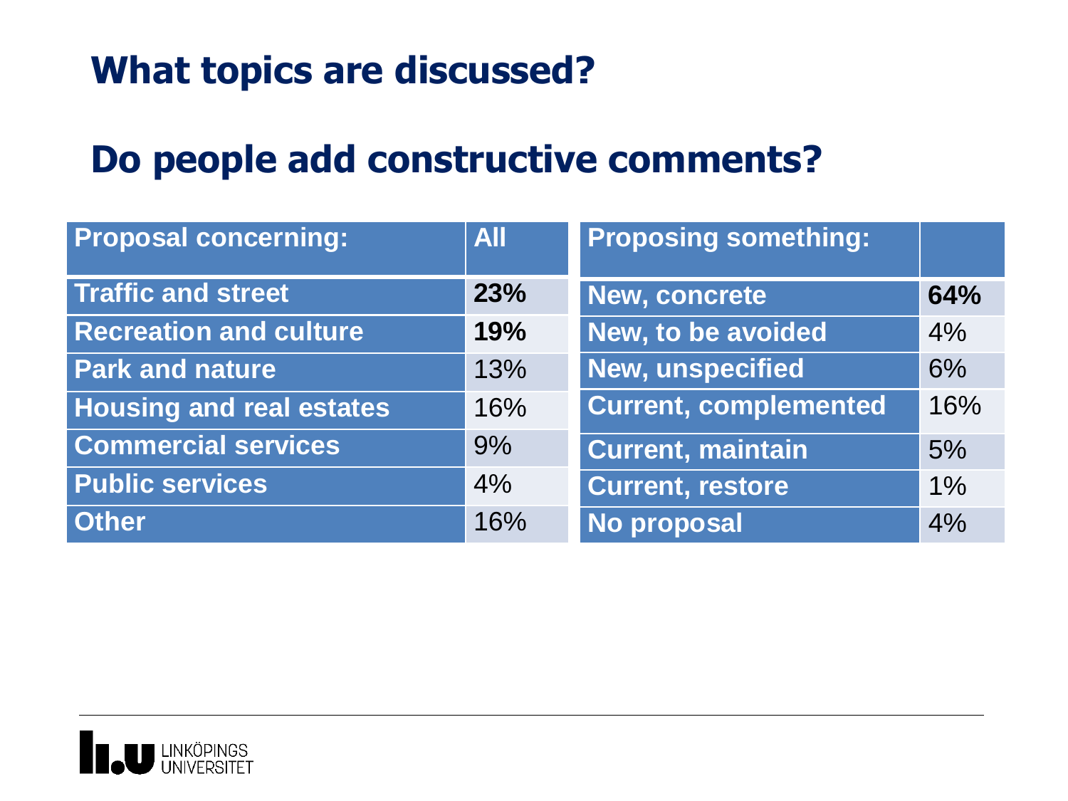# What topics are discussed?

# Do people add constructive comments?

| Proposal concerning: | All |
|---|---|
| Traffic and street | **23%** |
| Recreation and culture | **19%** |
| Park and nature | 13% |
| Housing and real estates | 16% |
| Commercial services | 9% |
| Public services | 4% |
| Other | 16% |

| Proposing something: | |
|---|---|
| New, concrete | **64%** |
| New, to be avoided | 4% |
| New, unspecified | 6% |
| Current, complemented | 16% |
| Current, maintain | 5% |
| Current, restore | 1% |
| No proposal | 4% |

LINKÖPINGS UNIVERSITET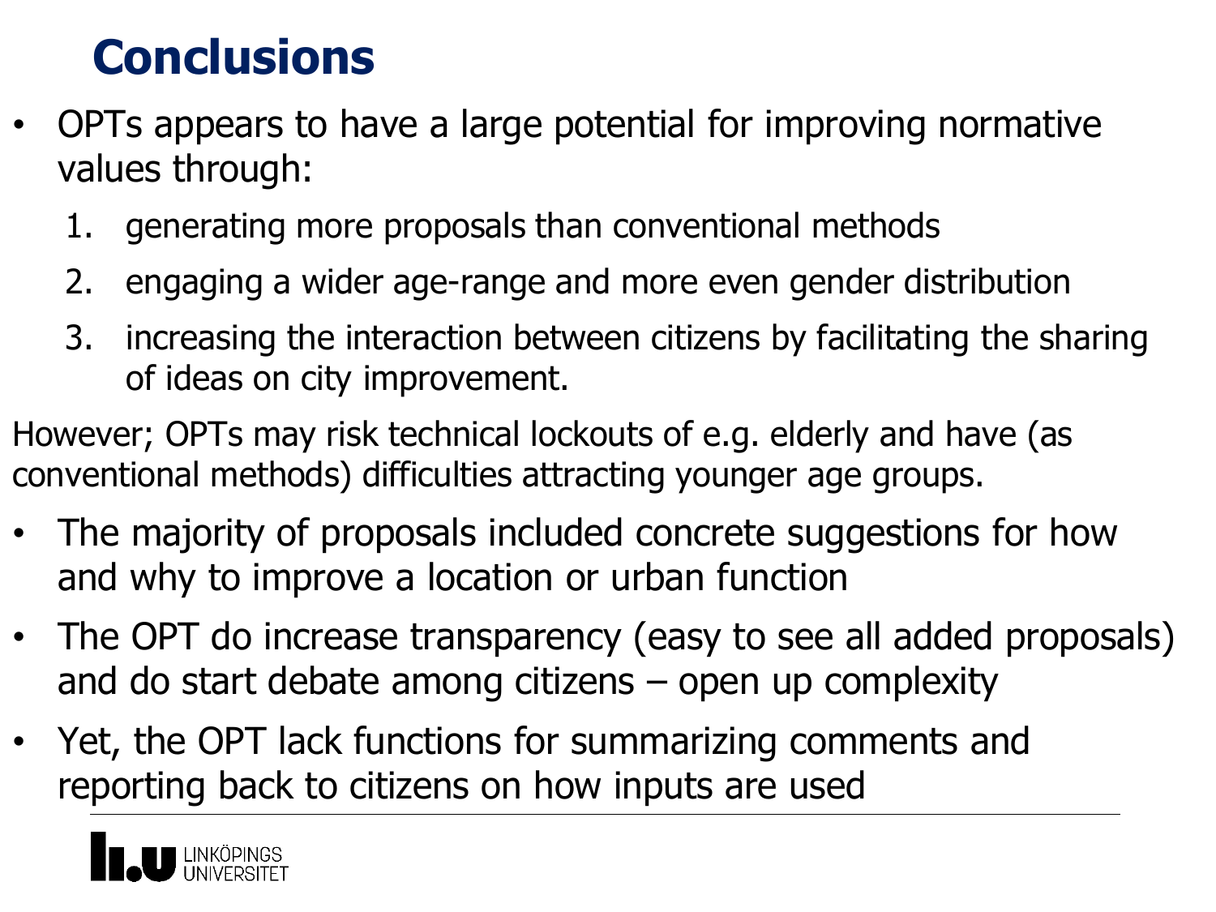# Conclusions

- OPTs appears to have a large potential for improving normative values through:
  1. generating more proposals than conventional methods
  2. engaging a wider age-range and more even gender distribution
  3. increasing the interaction between citizens by facilitating the sharing of ideas on city improvement.

However; OPTs may risk technical lockouts of e.g. elderly and have (as conventional methods) difficulties attracting younger age groups.

- The majority of proposals included concrete suggestions for how and why to improve a location or urban function
- The OPT do increase transparency (easy to see all added proposals) and do start debate among citizens – open up complexity
- Yet, the OPT lack functions for summarizing comments and reporting back to citizens on how inputs are used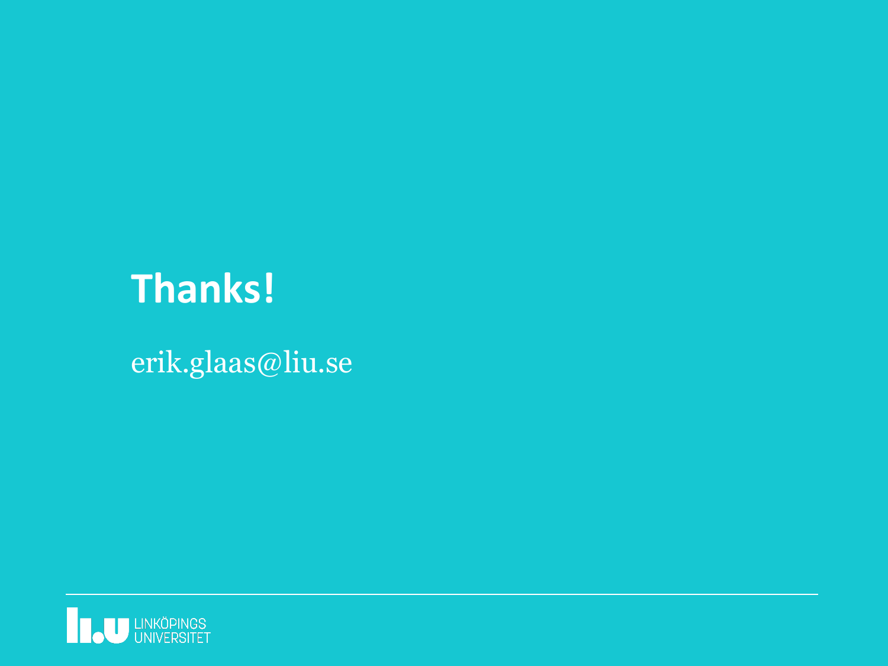# Thanks!

erik.glaas@liu.se